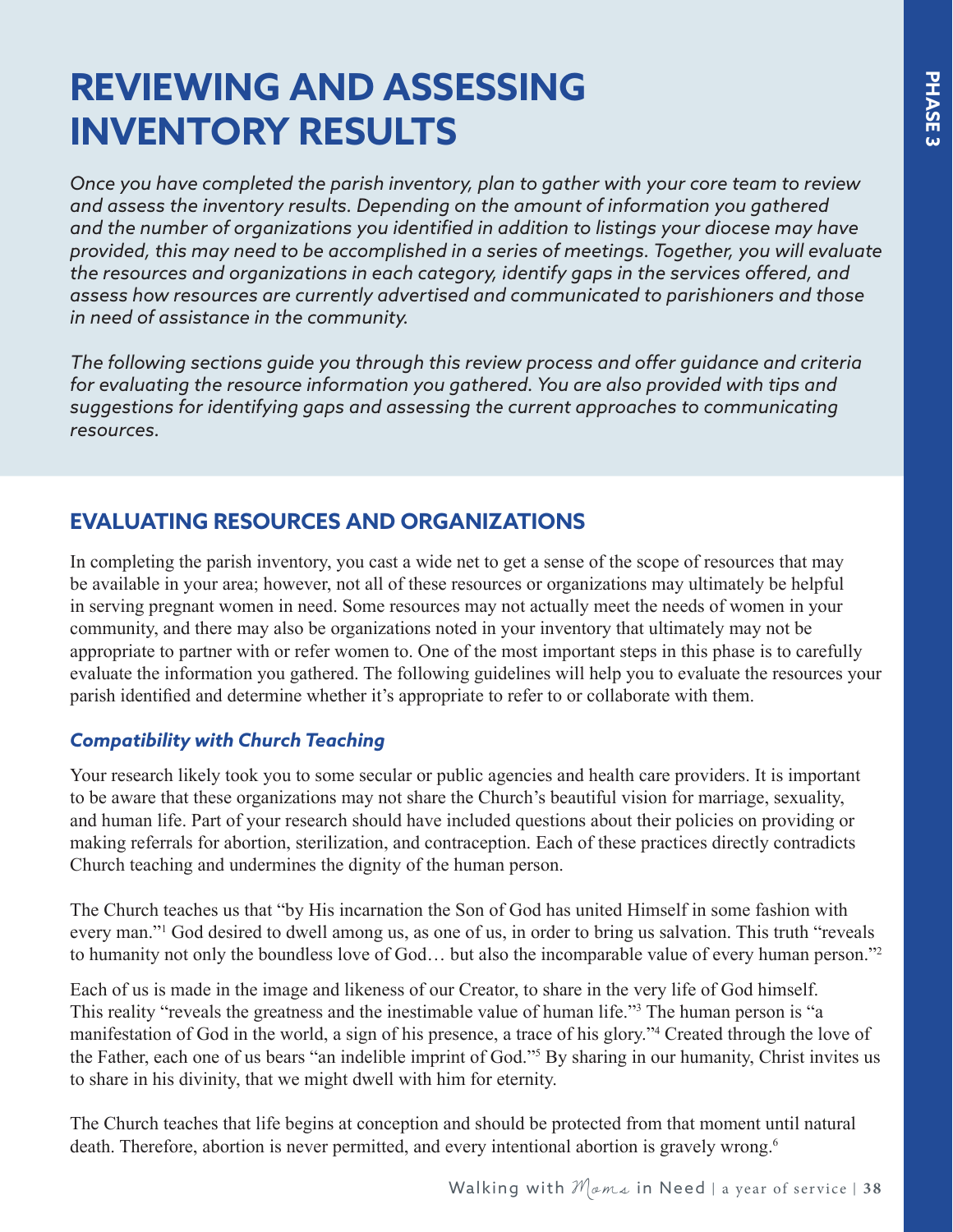# REVIEWING AND ASSESSING INVENTORY RESULTS

*Once you have completed the parish inventory, plan to gather with your core team to review and assess the inventory results. Depending on the amount of information you gathered and the number of organizations you identified in addition to listings your diocese may have provided, this may need to be accomplished in a series of meetings. Together, you will evaluate the resources and organizations in each category, identify gaps in the services offered, and assess how resources are currently advertised and communicated to parishioners and those in need of assistance in the community.*

*The following sections guide you through this review process and offer guidance and criteria for evaluating the resource information you gathered. You are also provided with tips and suggestions for identifying gaps and assessing the current approaches to communicating resources.*

## EVALUATING RESOURCES AND ORGANIZATIONS

In completing the parish inventory, you cast a wide net to get a sense of the scope of resources that may be available in your area; however, not all of these resources or organizations may ultimately be helpful in serving pregnant women in need. Some resources may not actually meet the needs of women in your community, and there may also be organizations noted in your inventory that ultimately may not be appropriate to partner with or refer women to. One of the most important steps in this phase is to carefully evaluate the information you gathered. The following guidelines will help you to evaluate the resources your parish identified and determine whether it's appropriate to refer to or collaborate with them.

### *Compatibility with Church Teaching*

Your research likely took you to some secular or public agencies and health care providers. It is important to be aware that these organizations may not share the Church's beautiful vision for marriage, sexuality, and human life. Part of your research should have included questions about their policies on providing or making referrals for abortion, sterilization, and contraception. Each of these practices directly contradicts Church teaching and undermines the dignity of the human person.

The Church teaches us that "by His incarnation the Son of God has united Himself in some fashion with every man."[1] God desired to dwell among us, as one of us, in order to bring us salvation. This truth "reveals to humanity not only the boundless love of God… but also the incomparable value of every human person."[2]

Each of us is made in the image and likeness of our Creator, to share in the very life of God himself. This reality "reveals the greatness and the inestimable value of human life."[3] The human person is "a manifestation of God in the world, a sign of his presence, a trace of his glory."[4] Created through the love of the Father, each one of us bears "an indelible imprint of God."[5] By sharing in our humanity, Christ invites us to share in his divinity, that we might dwell with him for eternity.

The Church teaches that life begins at conception and should be protected from that moment until natural death. Therefore, abortion is never permitted, and every intentional abortion is gravely wrong.[6]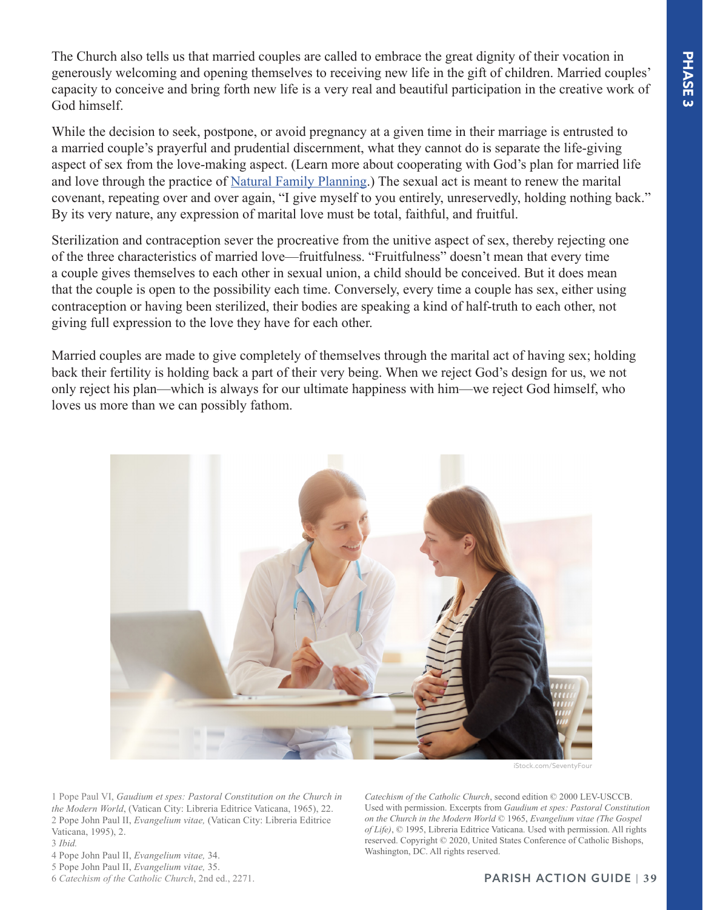The Church also tells us that married couples are called to embrace the great dignity of their vocation in generously welcoming and opening themselves to receiving new life in the gift of children. Married couples' capacity to conceive and bring forth new life is a very real and beautiful participation in the creative work of God himself.

While the decision to seek, postpone, or avoid pregnancy at a given time in their marriage is entrusted to a married couple's prayerful and prudential discernment, what they cannot do is separate the life-giving aspect of sex from the love-making aspect. (Learn more about cooperating with God's plan for married life and love through the practice of Natural Family Planning.) The sexual act is meant to renew the marital covenant, repeating over and over again, "I give myself to you entirely, unreservedly, holding nothing back." By its very nature, any expression of marital love must be total, faithful, and fruitful.

Sterilization and contraception sever the procreative from the unitive aspect of sex, thereby rejecting one of the three characteristics of married love—fruitfulness. "Fruitfulness" doesn't mean that every time a couple gives themselves to each other in sexual union, a child should be conceived. But it does mean that the couple is open to the possibility each time. Conversely, every time a couple has sex, either using contraception or having been sterilized, their bodies are speaking a kind of half-truth to each other, not giving full expression to the love they have for each other.

Married couples are made to give completely of themselves through the marital act of having sex; holding back their fertility is holding back a part of their very being. When we reject God's design for us, we not only reject his plan—which is always for our ultimate happiness with him—we reject God himself, who loves us more than we can possibly fathom.

iStock.com/SeventyFour

1 Pope Paul VI, *Gaudium et spes: Pastoral Constitution on the Church in the Modern World*, (Vatican City: Libreria Editrice Vaticana, 1965), 22.
2 Pope John Paul II, *Evangelium vitae,* (Vatican City: Libreria Editrice Vaticana, 1995), 2.
3 *Ibid.*
4 Pope John Paul II, *Evangelium vitae,* 34.
5 Pope John Paul II, *Evangelium vitae,* 35.
6 *Catechism of the Catholic Church*, 2nd ed., 2271.

*Catechism of the Catholic Church*, second edition © 2000 LEV-USCCB. Used with permission. Excerpts from *Gaudium et spes: Pastoral Constitution on the Church in the Modern World* © 1965, *Evangelium vitae (The Gospel of Life)*, © 1995, Libreria Editrice Vaticana. Used with permission. All rights reserved. Copyright © 2020, United States Conference of Catholic Bishops, Washington, DC. All rights reserved.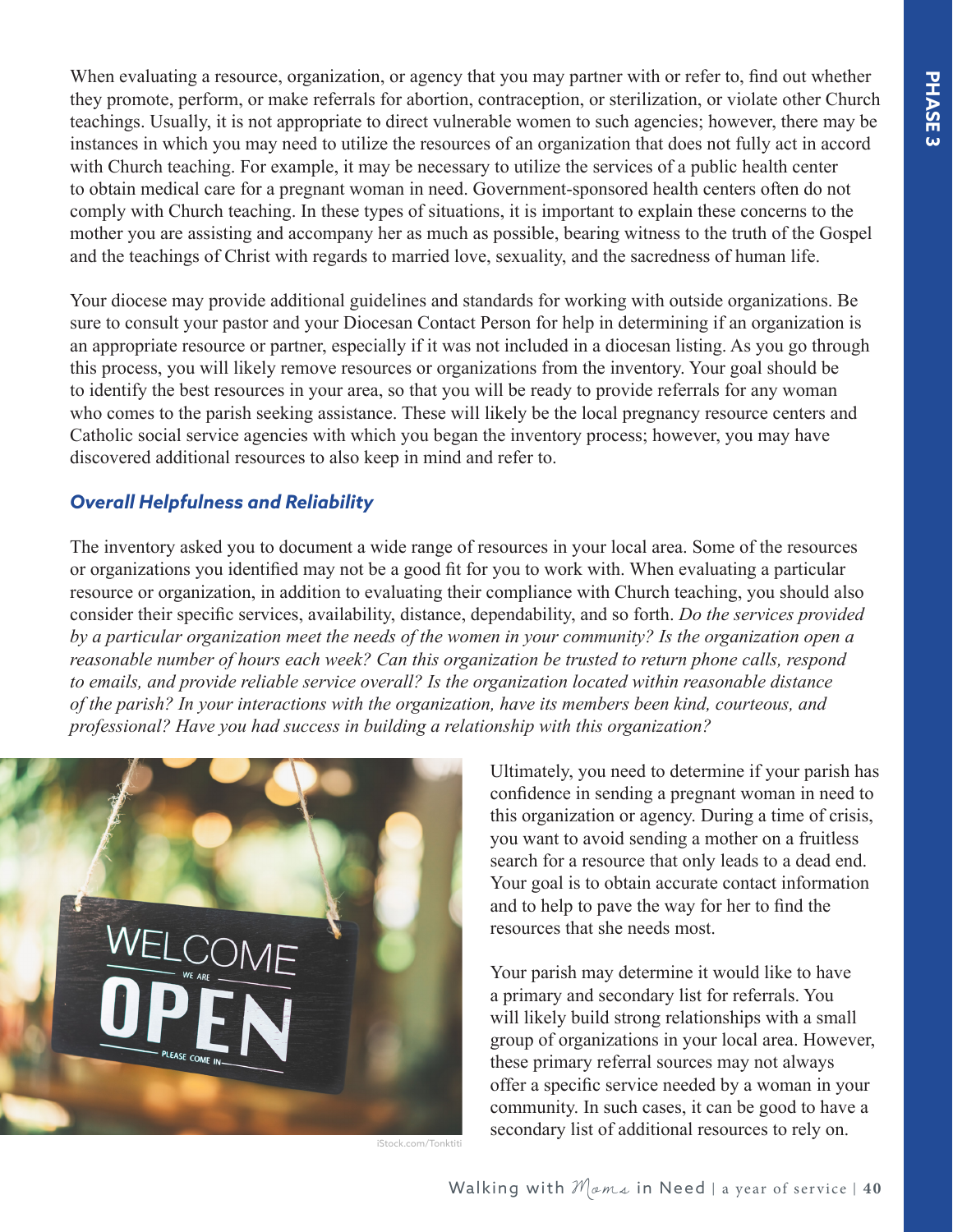When evaluating a resource, organization, or agency that you may partner with or refer to, find out whether they promote, perform, or make referrals for abortion, contraception, or sterilization, or violate other Church teachings. Usually, it is not appropriate to direct vulnerable women to such agencies; however, there may be instances in which you may need to utilize the resources of an organization that does not fully act in accord with Church teaching. For example, it may be necessary to utilize the services of a public health center to obtain medical care for a pregnant woman in need. Government-sponsored health centers often do not comply with Church teaching. In these types of situations, it is important to explain these concerns to the mother you are assisting and accompany her as much as possible, bearing witness to the truth of the Gospel and the teachings of Christ with regards to married love, sexuality, and the sacredness of human life.

Your diocese may provide additional guidelines and standards for working with outside organizations. Be sure to consult your pastor and your Diocesan Contact Person for help in determining if an organization is an appropriate resource or partner, especially if it was not included in a diocesan listing. As you go through this process, you will likely remove resources or organizations from the inventory. Your goal should be to identify the best resources in your area, so that you will be ready to provide referrals for any woman who comes to the parish seeking assistance. These will likely be the local pregnancy resource centers and Catholic social service agencies with which you began the inventory process; however, you may have discovered additional resources to also keep in mind and refer to.

### *Overall Helpfulness and Reliability*

The inventory asked you to document a wide range of resources in your local area. Some of the resources or organizations you identified may not be a good fit for you to work with. When evaluating a particular resource or organization, in addition to evaluating their compliance with Church teaching, you should also consider their specific services, availability, distance, dependability, and so forth. *Do the services provided by a particular organization meet the needs of the women in your community? Is the organization open a reasonable number of hours each week? Can this organization be trusted to return phone calls, respond to emails, and provide reliable service overall? Is the organization located within reasonable distance of the parish? In your interactions with the organization, have its members been kind, courteous, and professional? Have you had success in building a relationship with this organization?*

iStock.com/Tonktiti

Ultimately, you need to determine if your parish has confidence in sending a pregnant woman in need to this organization or agency. During a time of crisis, you want to avoid sending a mother on a fruitless search for a resource that only leads to a dead end. Your goal is to obtain accurate contact information and to help to pave the way for her to find the resources that she needs most.

Your parish may determine it would like to have a primary and secondary list for referrals. You will likely build strong relationships with a small group of organizations in your local area. However, these primary referral sources may not always offer a specific service needed by a woman in your community. In such cases, it can be good to have a secondary list of additional resources to rely on.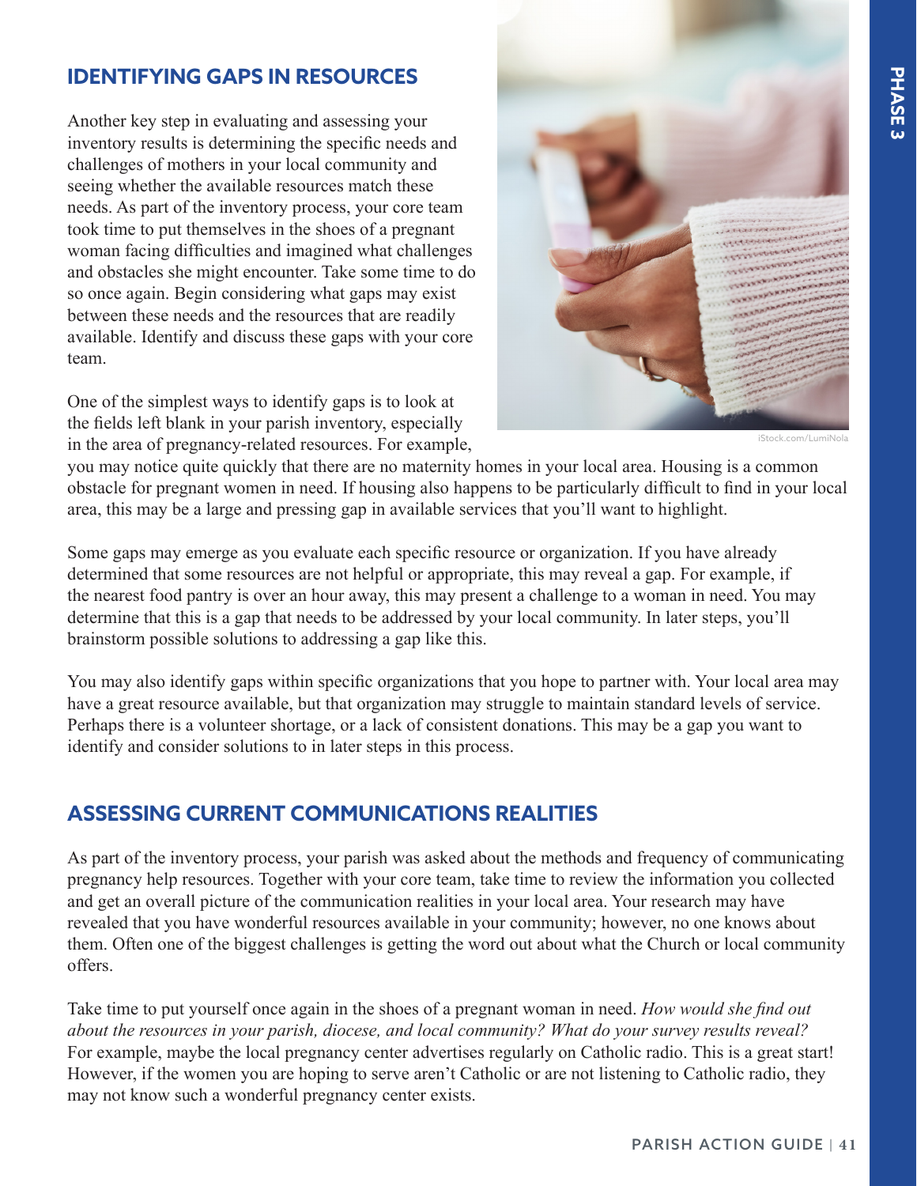## IDENTIFYING GAPS IN RESOURCES

Another key step in evaluating and assessing your inventory results is determining the specific needs and challenges of mothers in your local community and seeing whether the available resources match these needs. As part of the inventory process, your core team took time to put themselves in the shoes of a pregnant woman facing difficulties and imagined what challenges and obstacles she might encounter. Take some time to do so once again. Begin considering what gaps may exist between these needs and the resources that are readily available. Identify and discuss these gaps with your core team.

One of the simplest ways to identify gaps is to look at the fields left blank in your parish inventory, especially in the area of pregnancy-related resources. For example, you may notice quite quickly that there are no maternity homes in your local area. Housing is a common obstacle for pregnant women in need. If housing also happens to be particularly difficult to find in your local area, this may be a large and pressing gap in available services that you'll want to highlight.

Some gaps may emerge as you evaluate each specific resource or organization. If you have already determined that some resources are not helpful or appropriate, this may reveal a gap. For example, if the nearest food pantry is over an hour away, this may present a challenge to a woman in need. You may determine that this is a gap that needs to be addressed by your local community. In later steps, you'll brainstorm possible solutions to addressing a gap like this.

You may also identify gaps within specific organizations that you hope to partner with. Your local area may have a great resource available, but that organization may struggle to maintain standard levels of service. Perhaps there is a volunteer shortage, or a lack of consistent donations. This may be a gap you want to identify and consider solutions to in later steps in this process.

## ASSESSING CURRENT COMMUNICATIONS REALITIES

As part of the inventory process, your parish was asked about the methods and frequency of communicating pregnancy help resources. Together with your core team, take time to review the information you collected and get an overall picture of the communication realities in your local area. Your research may have revealed that you have wonderful resources available in your community; however, no one knows about them. Often one of the biggest challenges is getting the word out about what the Church or local community offers.

Take time to put yourself once again in the shoes of a pregnant woman in need. *How would she find out about the resources in your parish, diocese, and local community? What do your survey results reveal?* For example, maybe the local pregnancy center advertises regularly on Catholic radio. This is a great start! However, if the women you are hoping to serve aren't Catholic or are not listening to Catholic radio, they may not know such a wonderful pregnancy center exists.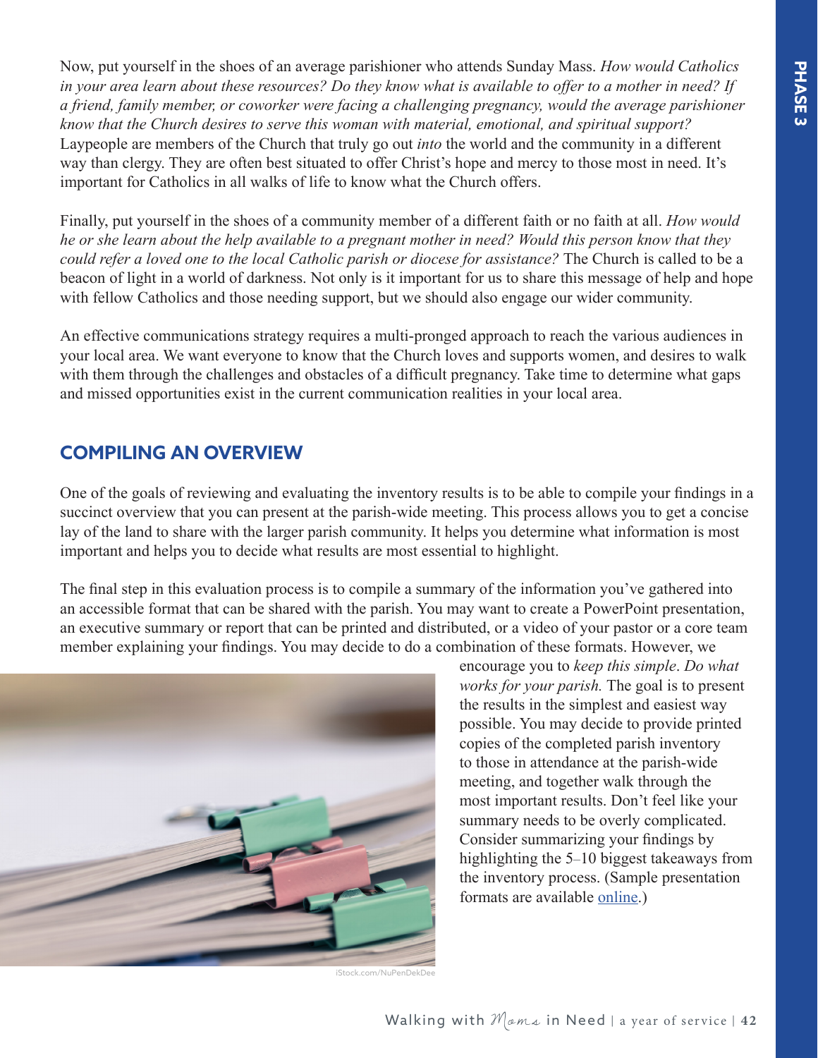Now, put yourself in the shoes of an average parishioner who attends Sunday Mass. *How would Catholics in your area learn about these resources? Do they know what is available to offer to a mother in need? If a friend, family member, or coworker were facing a challenging pregnancy, would the average parishioner know that the Church desires to serve this woman with material, emotional, and spiritual support?* Laypeople are members of the Church that truly go out *into* the world and the community in a different way than clergy. They are often best situated to offer Christ's hope and mercy to those most in need. It's important for Catholics in all walks of life to know what the Church offers.

Finally, put yourself in the shoes of a community member of a different faith or no faith at all. *How would he or she learn about the help available to a pregnant mother in need? Would this person know that they could refer a loved one to the local Catholic parish or diocese for assistance?* The Church is called to be a beacon of light in a world of darkness. Not only is it important for us to share this message of help and hope with fellow Catholics and those needing support, but we should also engage our wider community.

An effective communications strategy requires a multi-pronged approach to reach the various audiences in your local area. We want everyone to know that the Church loves and supports women, and desires to walk with them through the challenges and obstacles of a difficult pregnancy. Take time to determine what gaps and missed opportunities exist in the current communication realities in your local area.

## COMPILING AN OVERVIEW

One of the goals of reviewing and evaluating the inventory results is to be able to compile your findings in a succinct overview that you can present at the parish-wide meeting. This process allows you to get a concise lay of the land to share with the larger parish community. It helps you determine what information is most important and helps you to decide what results are most essential to highlight.

The final step in this evaluation process is to compile a summary of the information you've gathered into an accessible format that can be shared with the parish. You may want to create a PowerPoint presentation, an executive summary or report that can be printed and distributed, or a video of your pastor or a core team member explaining your findings. You may decide to do a combination of these formats. However, we encourage you to *keep this simple*. *Do what works for your parish.* The goal is to present the results in the simplest and easiest way possible. You may decide to provide printed copies of the completed parish inventory to those in attendance at the parish-wide meeting, and together walk through the most important results. Don't feel like your summary needs to be overly complicated. Consider summarizing your findings by highlighting the 5–10 biggest takeaways from the inventory process. (Sample presentation formats are available online.)

iStock.com/NuPenDekDee